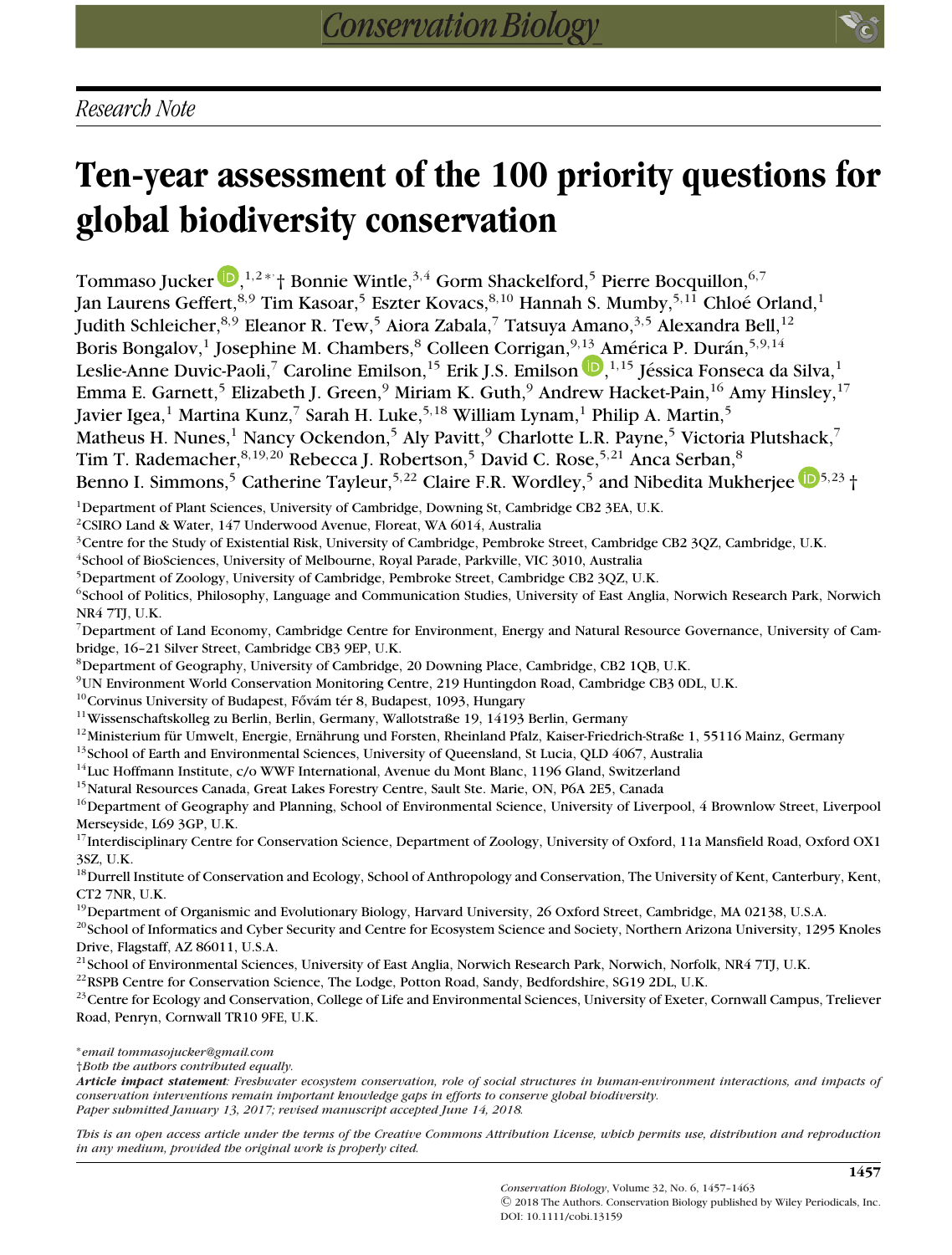*Research Note*

# Ten-year assessment of the 100 priority questions for global biodiversity conservation

Tommaso Jucker,[1,2*†] Bonnie Wintle,[3,4] Gorm Shackelford,[5] Pierre Bocquillon,[6,7] Jan Laurens Geffert,[8,9] Tim Kasoar,[5] Eszter Kovacs,[8,10] Hannah S. Mumby,[5,11] Chloé Orland,[1] Judith Schleicher,[8,9] Eleanor R. Tew,[5] Aiora Zabala,[7] Tatsuya Amano,[3,5] Alexandra Bell,[12] Boris Bongalov,[1] Josephine M. Chambers,[8] Colleen Corrigan,[9,13] América P. Durán,[5,9,14] Leslie-Anne Duvic-Paoli,[7] Caroline Emilson,[15] Erik J.S. Emilson,[1,15] Jéssica Fonseca da Silva,[1] Emma E. Garnett,[5] Elizabeth J. Green,[9] Miriam K. Guth,[9] Andrew Hacket-Pain,[16] Amy Hinsley,[17] Javier Igea,[1] Martina Kunz,[7] Sarah H. Luke,[5,18] William Lynam,[1] Philip A. Martin,[5] Matheus H. Nunes,[1] Nancy Ockendon,[5] Aly Pavitt,[9] Charlotte L.R. Payne,[5] Victoria Plutshack,[7] Tim T. Rademacher,[8,19,20] Rebecca J. Robertson,[5] David C. Rose,[5,21] Anca Serban,[8] Benno I. Simmons,[5] Catherine Tayleur,[5,22] Claire F.R. Wordley,[5] and Nibedita Mukherjee[5,23] †

[1]Department of Plant Sciences, University of Cambridge, Downing St, Cambridge CB2 3EA, U.K.
[2]CSIRO Land & Water, 147 Underwood Avenue, Floreat, WA 6014, Australia
[3]Centre for the Study of Existential Risk, University of Cambridge, Pembroke Street, Cambridge CB2 3QZ, Cambridge, U.K.
[4]School of BioSciences, University of Melbourne, Royal Parade, Parkville, VIC 3010, Australia
[5]Department of Zoology, University of Cambridge, Pembroke Street, Cambridge CB2 3QZ, U.K.
[6]School of Politics, Philosophy, Language and Communication Studies, University of East Anglia, Norwich Research Park, Norwich NR4 7TJ, U.K.
[7]Department of Land Economy, Cambridge Centre for Environment, Energy and Natural Resource Governance, University of Cambridge, 16–21 Silver Street, Cambridge CB3 9EP, U.K.
[8]Department of Geography, University of Cambridge, 20 Downing Place, Cambridge, CB2 1QB, U.K.
[9]UN Environment World Conservation Monitoring Centre, 219 Huntingdon Road, Cambridge CB3 0DL, U.K.
[10]Corvinus University of Budapest, Fővám tér 8, Budapest, 1093, Hungary
[11]Wissenschaftskolleg zu Berlin, Berlin, Germany, Wallotstraße 19, 14193 Berlin, Germany
[12]Ministerium für Umwelt, Energie, Ernährung und Forsten, Rheinland Pfalz, Kaiser-Friedrich-Straße 1, 55116 Mainz, Germany
[13]School of Earth and Environmental Sciences, University of Queensland, St Lucia, QLD 4067, Australia
[14]Luc Hoffmann Institute, c/o WWF International, Avenue du Mont Blanc, 1196 Gland, Switzerland
[15]Natural Resources Canada, Great Lakes Forestry Centre, Sault Ste. Marie, ON, P6A 2E5, Canada
[16]Department of Geography and Planning, School of Environmental Science, University of Liverpool, 4 Brownlow Street, Liverpool Merseyside, L69 3GP, U.K.
[17]Interdisciplinary Centre for Conservation Science, Department of Zoology, University of Oxford, 11a Mansfield Road, Oxford OX1 3SZ, U.K.
[18]Durrell Institute of Conservation and Ecology, School of Anthropology and Conservation, The University of Kent, Canterbury, Kent, CT2 7NR, U.K.
[19]Department of Organismic and Evolutionary Biology, Harvard University, 26 Oxford Street, Cambridge, MA 02138, U.S.A.
[20]School of Informatics and Cyber Security and Centre for Ecosystem Science and Society, Northern Arizona University, 1295 Knoles Drive, Flagstaff, AZ 86011, U.S.A.
[21]School of Environmental Sciences, University of East Anglia, Norwich Research Park, Norwich, Norfolk, NR4 7TJ, U.K.
[22]RSPB Centre for Conservation Science, The Lodge, Potton Road, Sandy, Bedfordshire, SG19 2DL, U.K.
[23]Centre for Ecology and Conservation, College of Life and Environmental Sciences, University of Exeter, Cornwall Campus, Treliever Road, Penryn, Cornwall TR10 9FE, U.K.

*email tommasojucker@gmail.com
†Both the authors contributed equally.

***Article impact statement**: Freshwater ecosystem conservation, role of social structures in human-environment interactions, and impacts of conservation interventions remain important knowledge gaps in efforts to conserve global biodiversity.*
*Paper submitted January 13, 2017; revised manuscript accepted June 14, 2018.*

*This is an open access article under the terms of the Creative Commons Attribution License, which permits use, distribution and reproduction in any medium, provided the original work is properly cited.*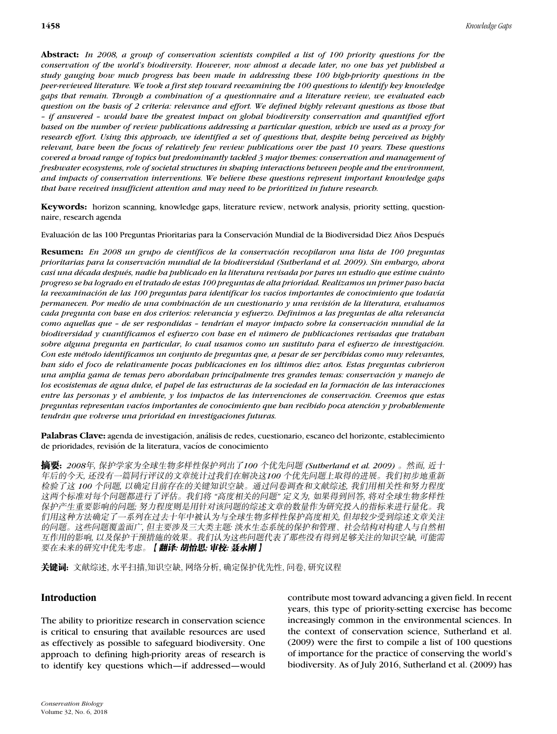**Abstract:** *In 2008, a group of conservation scientists compiled a list of 100 priority questions for the conservation of the world's biodiversity. However, now almost a decade later, no one has yet published a study gauging how much progress has been made in addressing these 100 high-priority questions in the peer-reviewed literature. We took a first step toward reexamining the 100 questions to identify key knowledge gaps that remain. Through a combination of a questionnaire and a literature review, we evaluated each question on the basis of 2 criteria: relevance and effort. We defined highly relevant questions as those that – if answered – would have the greatest impact on global biodiversity conservation and quantified effort based on the number of review publications addressing a particular question, which we used as a proxy for research effort. Using this approach, we identified a set of questions that, despite being perceived as highly relevant, have been the focus of relatively few review publications over the past 10 years. These questions covered a broad range of topics but predominantly tackled 3 major themes: conservation and management of freshwater ecosystems, role of societal structures in shaping interactions between people and the environment, and impacts of conservation interventions. We believe these questions represent important knowledge gaps that have received insufficient attention and may need to be prioritized in future research.*

**Keywords:** horizon scanning, knowledge gaps, literature review, network analysis, priority setting, questionnaire, research agenda

Evaluación de las 100 Preguntas Prioritarias para la Conservación Mundial de la Biodiversidad Diez Años Después

**Resumen:** *En 2008 un grupo de científicos de la conservación recopilaron una lista de 100 preguntas prioritarias para la conservación mundial de la biodiversidad (Sutherland et al. 2009). Sin embargo, ahora casi una década después, nadie ha publicado en la literatura revisada por pares un estudio que estime cuánto progreso se ha logrado en el tratado de estas 100 preguntas de alta prioridad. Realizamos un primer paso hacia la reexaminación de las 100 preguntas para identificar los vacíos importantes de conocimiento que todavía permanecen. Por medio de una combinación de un cuestionario y una revisión de la literatura, evaluamos cada pregunta con base en dos criterios: relevancia y esfuerzo. Definimos a las preguntas de alta relevancia como aquellas que – de ser respondidas – tendrían el mayor impacto sobre la conservación mundial de la biodiversidad y cuantificamos el esfuerzo con base en el número de publicaciones revisadas que trataban sobre alguna pregunta en particular, lo cual usamos como un sustituto para el esfuerzo de investigación. Con este método identificamos un conjunto de preguntas que, a pesar de ser percibidas como muy relevantes, han sido el foco de relativamente pocas publicaciones en los últimos diez años. Estas preguntas cubrieron una amplia gama de temas pero abordaban principalmente tres grandes temas: conservación y manejo de los ecosistemas de agua dulce, el papel de las estructuras de la sociedad en la formación de las interacciones entre las personas y el ambiente, y los impactos de las intervenciones de conservación. Creemos que estas preguntas representan vacíos importantes de conocimiento que han recibido poca atención y probablemente tendrán que volverse una prioridad en investigaciones futuras.*

**Palabras Clave:** agenda de investigación, análisis de redes, cuestionario, escaneo del horizonte, establecimiento de prioridades, revisión de la literatura, vacíos de conocimiento

**摘要:** *2008年, 保护学家为全球生物多样性保护列出了100 个优先问题 (Sutherland et al. 2009) 。然而, 近十年后的今天, 还没有一篇同行评议的文章统计过我们在解决这100 个优先问题上取得的进展。我们初步地重新检验了这 100 个问题, 以确定目前存在的关键知识空缺。通过问卷调查和文献综述, 我们用相关性和努力程度这两个标准对每个问题都进行了评估。我们将 "高度相关的问题" 定义为, 如果得到回答, 将对全球生物多样性保护产生重要影响的问题; 努力程度则是用针对该问题的综述文章的数量作为研究投入的指标来进行量化。我们用这种方法确定了一系列在过去十年中被认为与全球生物多样性保护高度相关, 但却较少受到综述文章关注的问题。这些问题覆盖面广, 但主要涉及三大类主题: 淡水生态系统的保护和管理、社会结构对构建人与自然相互作用的影响, 以及保护干预措施的效果。我们认为这些问题代表了那些没有得到足够关注的知识空缺, 可能需要在未来的研究中优先考虑。***【翻译: 胡怡思; 审校: 聂永刚】***

**关键词:** 文献综述, 水平扫描,知识空缺, 网络分析, 确定保护优先性, 问卷, 研究议程

## Introduction

The ability to prioritize research in conservation science is critical to ensuring that available resources are used as effectively as possible to safeguard biodiversity. One approach to defining high-priority areas of research is to identify key questions which—if addressed—would contribute most toward advancing a given field. In recent years, this type of priority-setting exercise has become increasingly common in the environmental sciences. In the context of conservation science, Sutherland et al. (2009) were the first to compile a list of 100 questions of importance for the practice of conserving the world's biodiversity. As of July 2016, Sutherland et al. (2009) has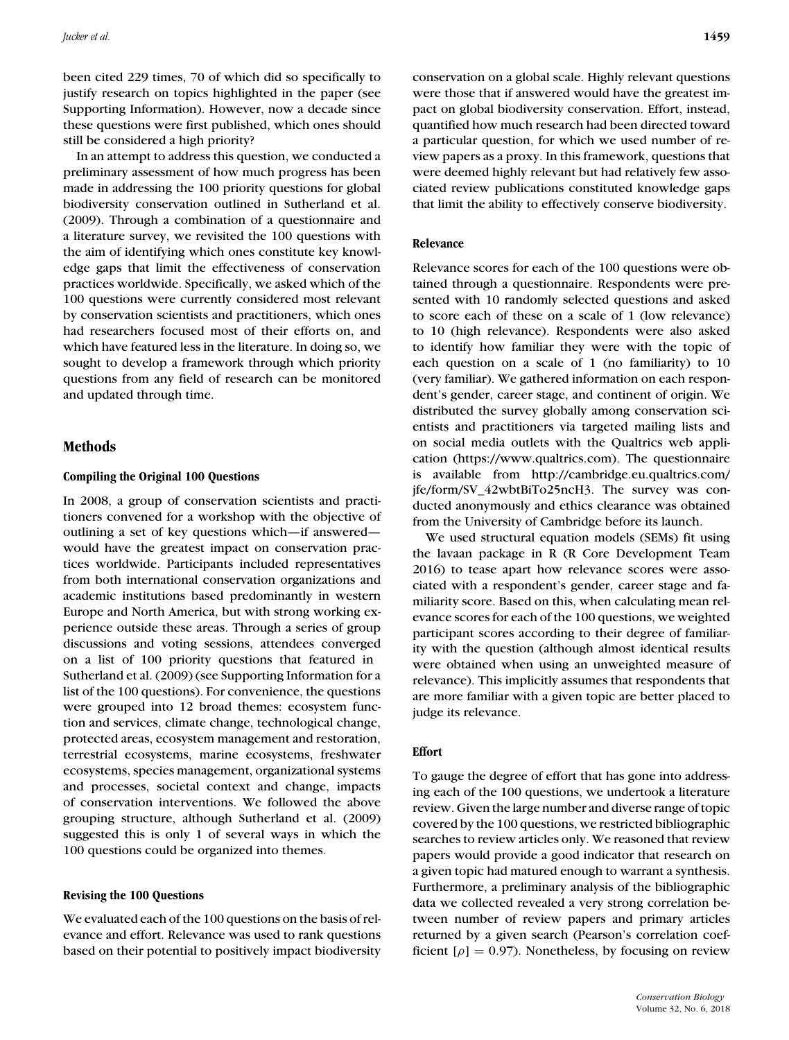been cited 229 times, 70 of which did so specifically to justify research on topics highlighted in the paper (see Supporting Information). However, now a decade since these questions were first published, which ones should still be considered a high priority?

In an attempt to address this question, we conducted a preliminary assessment of how much progress has been made in addressing the 100 priority questions for global biodiversity conservation outlined in Sutherland et al. (2009). Through a combination of a questionnaire and a literature survey, we revisited the 100 questions with the aim of identifying which ones constitute key knowledge gaps that limit the effectiveness of conservation practices worldwide. Specifically, we asked which of the 100 questions were currently considered most relevant by conservation scientists and practitioners, which ones had researchers focused most of their efforts on, and which have featured less in the literature. In doing so, we sought to develop a framework through which priority questions from any field of research can be monitored and updated through time.

## Methods

### Compiling the Original 100 Questions

In 2008, a group of conservation scientists and practitioners convened for a workshop with the objective of outlining a set of key questions which—if answered—would have the greatest impact on conservation practices worldwide. Participants included representatives from both international conservation organizations and academic institutions based predominantly in western Europe and North America, but with strong working experience outside these areas. Through a series of group discussions and voting sessions, attendees converged on a list of 100 priority questions that featured in Sutherland et al. (2009) (see Supporting Information for a list of the 100 questions). For convenience, the questions were grouped into 12 broad themes: ecosystem function and services, climate change, technological change, protected areas, ecosystem management and restoration, terrestrial ecosystems, marine ecosystems, freshwater ecosystems, species management, organizational systems and processes, societal context and change, impacts of conservation interventions. We followed the above grouping structure, although Sutherland et al. (2009) suggested this is only 1 of several ways in which the 100 questions could be organized into themes.

### Revising the 100 Questions

We evaluated each of the 100 questions on the basis of relevance and effort. Relevance was used to rank questions based on their potential to positively impact biodiversity conservation on a global scale. Highly relevant questions were those that if answered would have the greatest impact on global biodiversity conservation. Effort, instead, quantified how much research had been directed toward a particular question, for which we used number of review papers as a proxy. In this framework, questions that were deemed highly relevant but had relatively few associated review publications constituted knowledge gaps that limit the ability to effectively conserve biodiversity.

### Relevance

Relevance scores for each of the 100 questions were obtained through a questionnaire. Respondents were presented with 10 randomly selected questions and asked to score each of these on a scale of 1 (low relevance) to 10 (high relevance). Respondents were also asked to identify how familiar they were with the topic of each question on a scale of 1 (no familiarity) to 10 (very familiar). We gathered information on each respondent's gender, career stage, and continent of origin. We distributed the survey globally among conservation scientists and practitioners via targeted mailing lists and on social media outlets with the Qualtrics web application (https://www.qualtrics.com). The questionnaire is available from http://cambridge.eu.qualtrics.com/jfe/form/SV_42wbtBiTo25ncH3. The survey was conducted anonymously and ethics clearance was obtained from the University of Cambridge before its launch.

We used structural equation models (SEMs) fit using the lavaan package in R (R Core Development Team 2016) to tease apart how relevance scores were associated with a respondent's gender, career stage and familiarity score. Based on this, when calculating mean relevance scores for each of the 100 questions, we weighted participant scores according to their degree of familiarity with the question (although almost identical results were obtained when using an unweighted measure of relevance). This implicitly assumes that respondents that are more familiar with a given topic are better placed to judge its relevance.

### Effort

To gauge the degree of effort that has gone into addressing each of the 100 questions, we undertook a literature review. Given the large number and diverse range of topic covered by the 100 questions, we restricted bibliographic searches to review articles only. We reasoned that review papers would provide a good indicator that research on a given topic had matured enough to warrant a synthesis. Furthermore, a preliminary analysis of the bibliographic data we collected revealed a very strong correlation between number of review papers and primary articles returned by a given search (Pearson's correlation coefficient [$\rho$] = 0.97). Nonetheless, by focusing on review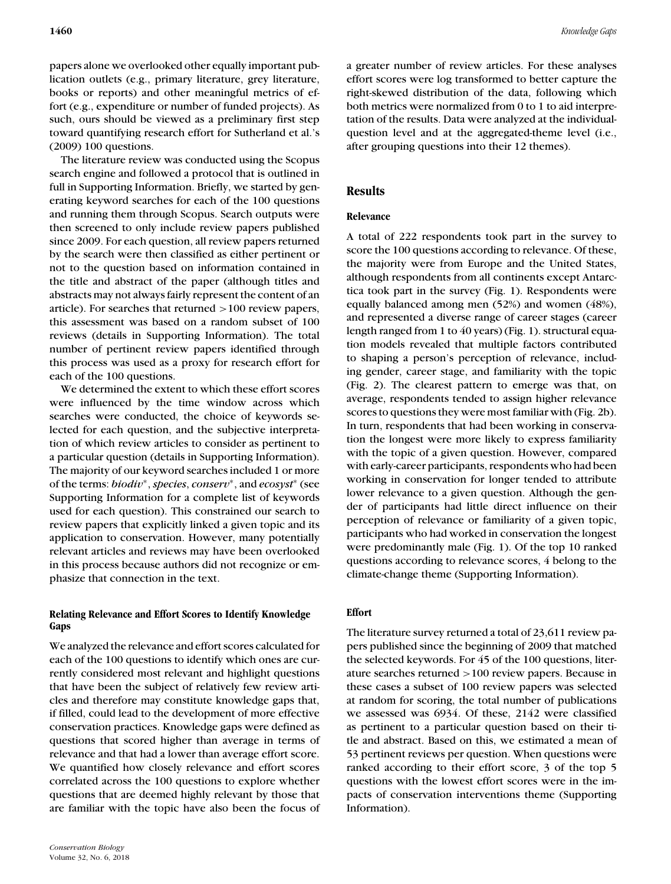papers alone we overlooked other equally important publication outlets (e.g., primary literature, grey literature, books or reports) and other meaningful metrics of effort (e.g., expenditure or number of funded projects). As such, ours should be viewed as a preliminary first step toward quantifying research effort for Sutherland et al.'s (2009) 100 questions.

The literature review was conducted using the Scopus search engine and followed a protocol that is outlined in full in Supporting Information. Briefly, we started by generating keyword searches for each of the 100 questions and running them through Scopus. Search outputs were then screened to only include review papers published since 2009. For each question, all review papers returned by the search were then classified as either pertinent or not to the question based on information contained in the title and abstract of the paper (although titles and abstracts may not always fairly represent the content of an article). For searches that returned >100 review papers, this assessment was based on a random subset of 100 reviews (details in Supporting Information). The total number of pertinent review papers identified through this process was used as a proxy for research effort for each of the 100 questions.

We determined the extent to which these effort scores were influenced by the time window across which searches were conducted, the choice of keywords selected for each question, and the subjective interpretation of which review articles to consider as pertinent to a particular question (details in Supporting Information). The majority of our keyword searches included 1 or more of the terms: *biodiv**, *species*, *conserv**, and *ecosyst** (see Supporting Information for a complete list of keywords used for each question). This constrained our search to review papers that explicitly linked a given topic and its application to conservation. However, many potentially relevant articles and reviews may have been overlooked in this process because authors did not recognize or emphasize that connection in the text.

### Relating Relevance and Effort Scores to Identify Knowledge Gaps

We analyzed the relevance and effort scores calculated for each of the 100 questions to identify which ones are currently considered most relevant and highlight questions that have been the subject of relatively few review articles and therefore may constitute knowledge gaps that, if filled, could lead to the development of more effective conservation practices. Knowledge gaps were defined as questions that scored higher than average in terms of relevance and that had a lower than average effort score. We quantified how closely relevance and effort scores correlated across the 100 questions to explore whether questions that are deemed highly relevant by those that are familiar with the topic have also been the focus of a greater number of review articles. For these analyses effort scores were log transformed to better capture the right-skewed distribution of the data, following which both metrics were normalized from 0 to 1 to aid interpretation of the results. Data were analyzed at the individual-question level and at the aggregated-theme level (i.e., after grouping questions into their 12 themes).

## Results

### Relevance

A total of 222 respondents took part in the survey to score the 100 questions according to relevance. Of these, the majority were from Europe and the United States, although respondents from all continents except Antarctica took part in the survey (Fig. 1). Respondents were equally balanced among men (52%) and women (48%), and represented a diverse range of career stages (career length ranged from 1 to 40 years) (Fig. 1). structural equation models revealed that multiple factors contributed to shaping a person's perception of relevance, including gender, career stage, and familiarity with the topic (Fig. 2). The clearest pattern to emerge was that, on average, respondents tended to assign higher relevance scores to questions they were most familiar with (Fig. 2b). In turn, respondents that had been working in conservation the longest were more likely to express familiarity with the topic of a given question. However, compared with early-career participants, respondents who had been working in conservation for longer tended to attribute lower relevance to a given question. Although the gender of participants had little direct influence on their perception of relevance or familiarity of a given topic, participants who had worked in conservation the longest were predominantly male (Fig. 1). Of the top 10 ranked questions according to relevance scores, 4 belong to the climate-change theme (Supporting Information).

### Effort

The literature survey returned a total of 23,611 review papers published since the beginning of 2009 that matched the selected keywords. For 45 of the 100 questions, literature searches returned >100 review papers. Because in these cases a subset of 100 review papers was selected at random for scoring, the total number of publications we assessed was 6934. Of these, 2142 were classified as pertinent to a particular question based on their title and abstract. Based on this, we estimated a mean of 53 pertinent reviews per question. When questions were ranked according to their effort score, 3 of the top 5 questions with the lowest effort scores were in the impacts of conservation interventions theme (Supporting Information).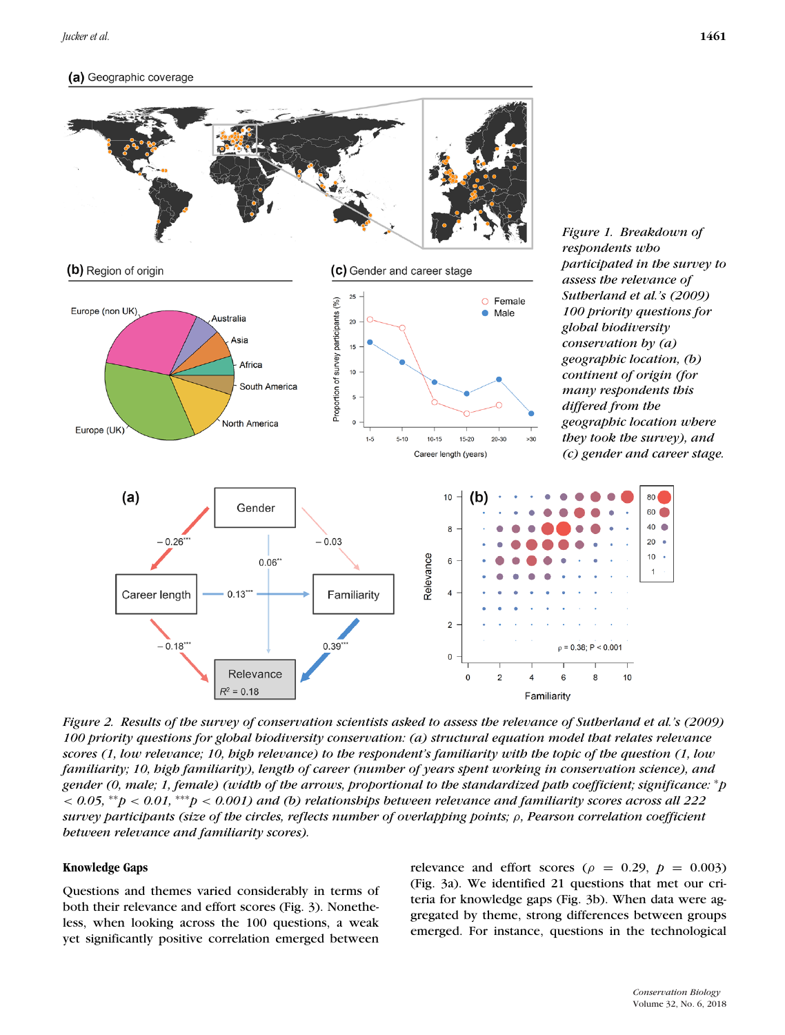*Figure 1. Breakdown of respondents who participated in the survey to assess the relevance of Sutherland et al.'s (2009) 100 priority questions for global biodiversity conservation by (a) geographic location, (b) continent of origin (for many respondents this differed from the geographic location where they took the survey), and (c) gender and career stage.*

*Figure 2. Results of the survey of conservation scientists asked to assess the relevance of Sutherland et al.'s (2009) 100 priority questions for global biodiversity conservation: (a) structural equation model that relates relevance scores (1, low relevance; 10, high relevance) to the respondent's familiarity with the topic of the question (1, low familiarity; 10, high familiarity), length of career (number of years spent working in conservation science), and gender (0, male; 1, female) (width of the arrows, proportional to the standardized path coefficient; significance: \*p < 0.05, \*\*p < 0.01, \*\*\*p < 0.001) and (b) relationships between relevance and familiarity scores across all 222 survey participants (size of the circles, reflects number of overlapping points; ρ, Pearson correlation coefficient between relevance and familiarity scores).*

## Knowledge Gaps

Questions and themes varied considerably in terms of both their relevance and effort scores (Fig. 3). Nonetheless, when looking across the 100 questions, a weak yet significantly positive correlation emerged between relevance and effort scores ($\rho = 0.29$, $p = 0.003$) (Fig. 3a). We identified 21 questions that met our criteria for knowledge gaps (Fig. 3b). When data were aggregated by theme, strong differences between groups emerged. For instance, questions in the technological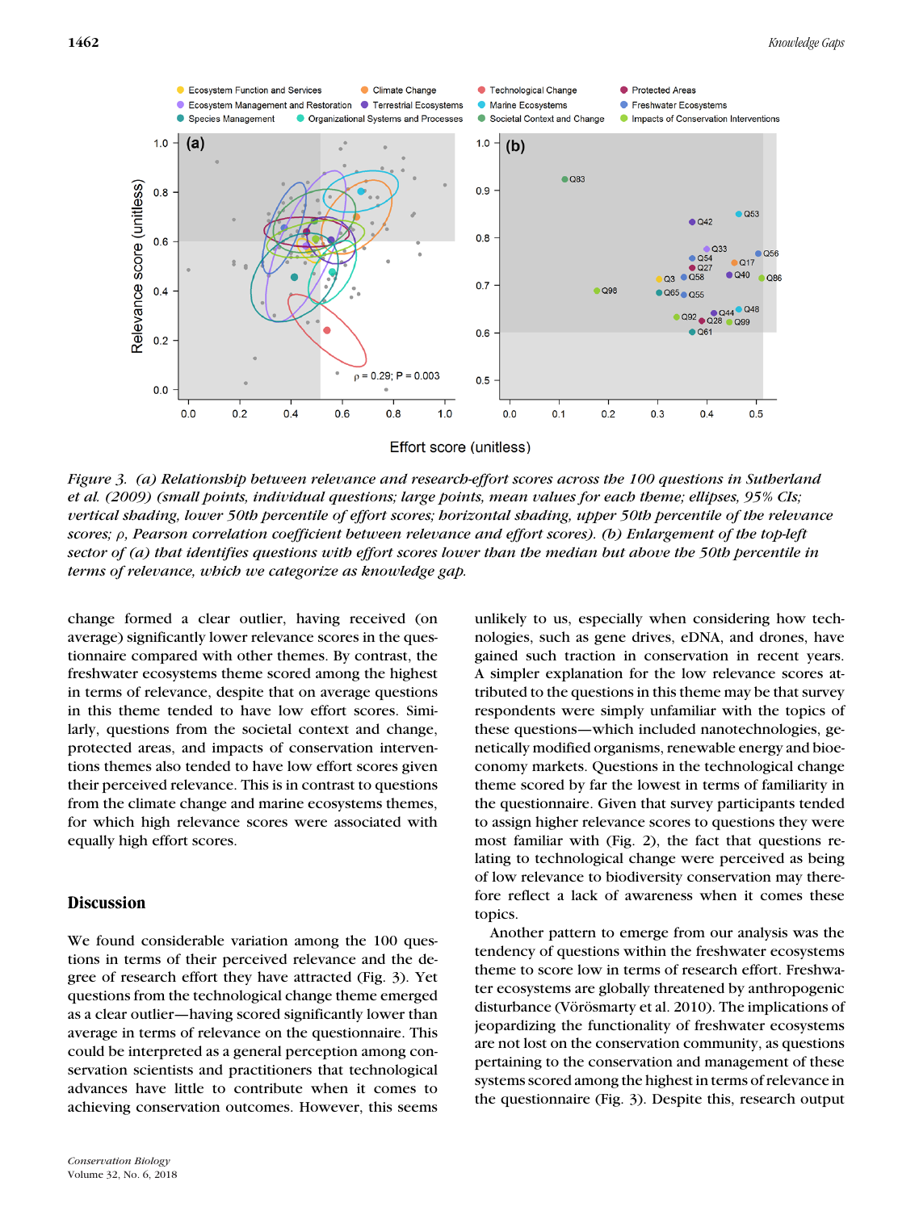*Figure 3. (a) Relationship between relevance and research-effort scores across the 100 questions in Sutherland et al. (2009) (small points, individual questions; large points, mean values for each theme; ellipses, 95% CIs; vertical shading, lower 50th percentile of effort scores; horizontal shading, upper 50th percentile of the relevance scores; ρ, Pearson correlation coefficient between relevance and effort scores). (b) Enlargement of the top-left sector of (a) that identifies questions with effort scores lower than the median but above the 50th percentile in terms of relevance, which we categorize as knowledge gap.*

change formed a clear outlier, having received (on average) significantly lower relevance scores in the questionnaire compared with other themes. By contrast, the freshwater ecosystems theme scored among the highest in terms of relevance, despite that on average questions in this theme tended to have low effort scores. Similarly, questions from the societal context and change, protected areas, and impacts of conservation interventions themes also tended to have low effort scores given their perceived relevance. This is in contrast to questions from the climate change and marine ecosystems themes, for which high relevance scores were associated with equally high effort scores.

## Discussion

We found considerable variation among the 100 questions in terms of their perceived relevance and the degree of research effort they have attracted (Fig. 3). Yet questions from the technological change theme emerged as a clear outlier—having scored significantly lower than average in terms of relevance on the questionnaire. This could be interpreted as a general perception among conservation scientists and practitioners that technological advances have little to contribute when it comes to achieving conservation outcomes. However, this seems unlikely to us, especially when considering how technologies, such as gene drives, eDNA, and drones, have gained such traction in conservation in recent years. A simpler explanation for the low relevance scores attributed to the questions in this theme may be that survey respondents were simply unfamiliar with the topics of these questions—which included nanotechnologies, genetically modified organisms, renewable energy and bioeconomy markets. Questions in the technological change theme scored by far the lowest in terms of familiarity in the questionnaire. Given that survey participants tended to assign higher relevance scores to questions they were most familiar with (Fig. 2), the fact that questions relating to technological change were perceived as being of low relevance to biodiversity conservation may therefore reflect a lack of awareness when it comes these topics.

Another pattern to emerge from our analysis was the tendency of questions within the freshwater ecosystems theme to score low in terms of research effort. Freshwater ecosystems are globally threatened by anthropogenic disturbance (Vörösmarty et al. 2010). The implications of jeopardizing the functionality of freshwater ecosystems are not lost on the conservation community, as questions pertaining to the conservation and management of these systems scored among the highest in terms of relevance in the questionnaire (Fig. 3). Despite this, research output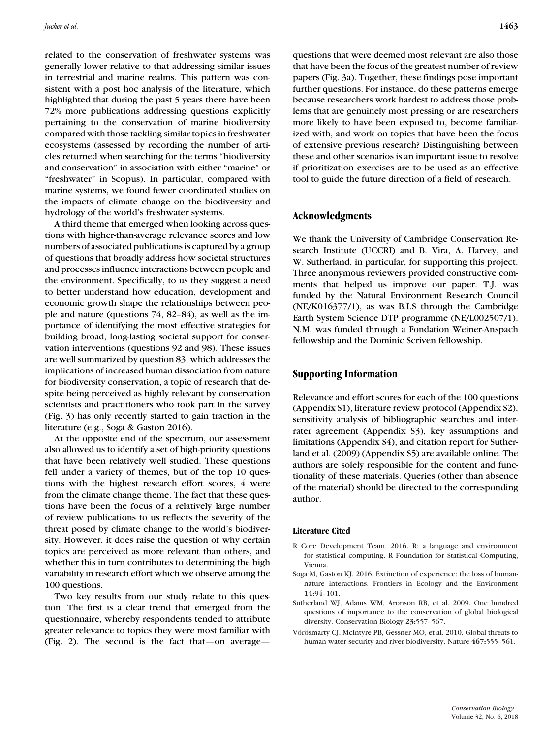related to the conservation of freshwater systems was generally lower relative to that addressing similar issues in terrestrial and marine realms. This pattern was consistent with a post hoc analysis of the literature, which highlighted that during the past 5 years there have been 72% more publications addressing questions explicitly pertaining to the conservation of marine biodiversity compared with those tackling similar topics in freshwater ecosystems (assessed by recording the number of articles returned when searching for the terms "biodiversity and conservation" in association with either "marine" or "freshwater" in Scopus). In particular, compared with marine systems, we found fewer coordinated studies on the impacts of climate change on the biodiversity and hydrology of the world's freshwater systems.

A third theme that emerged when looking across questions with higher-than-average relevance scores and low numbers of associated publications is captured by a group of questions that broadly address how societal structures and processes influence interactions between people and the environment. Specifically, to us they suggest a need to better understand how education, development and economic growth shape the relationships between people and nature (questions 74, 82–84), as well as the importance of identifying the most effective strategies for building broad, long-lasting societal support for conservation interventions (questions 92 and 98). These issues are well summarized by question 83, which addresses the implications of increased human dissociation from nature for biodiversity conservation, a topic of research that despite being perceived as highly relevant by conservation scientists and practitioners who took part in the survey (Fig. 3) has only recently started to gain traction in the literature (e.g., Soga & Gaston 2016).

At the opposite end of the spectrum, our assessment also allowed us to identify a set of high-priority questions that have been relatively well studied. These questions fell under a variety of themes, but of the top 10 questions with the highest research effort scores, 4 were from the climate change theme. The fact that these questions have been the focus of a relatively large number of review publications to us reflects the severity of the threat posed by climate change to the world's biodiversity. However, it does raise the question of why certain topics are perceived as more relevant than others, and whether this in turn contributes to determining the high variability in research effort which we observe among the 100 questions.

Two key results from our study relate to this question. The first is a clear trend that emerged from the questionnaire, whereby respondents tended to attribute greater relevance to topics they were most familiar with (Fig. 2). The second is the fact that—on average—questions that were deemed most relevant are also those that have been the focus of the greatest number of review papers (Fig. 3a). Together, these findings pose important further questions. For instance, do these patterns emerge because researchers work hardest to address those problems that are genuinely most pressing or are researchers more likely to have been exposed to, become familiarized with, and work on topics that have been the focus of extensive previous research? Distinguishing between these and other scenarios is an important issue to resolve if prioritization exercises are to be used as an effective tool to guide the future direction of a field of research.

## Acknowledgments

We thank the University of Cambridge Conservation Research Institute (UCCRI) and B. Vira, A. Harvey, and W. Sutherland, in particular, for supporting this project. Three anonymous reviewers provided constructive comments that helped us improve our paper. T.J. was funded by the Natural Environment Research Council (NE/K016377/1), as was B.I.S through the Cambridge Earth System Science DTP programme (NE/L002507/1). N.M. was funded through a Fondation Weiner-Anspach fellowship and the Dominic Scriven fellowship.

## Supporting Information

Relevance and effort scores for each of the 100 questions (Appendix S1), literature review protocol (Appendix S2), sensitivity analysis of bibliographic searches and inter-rater agreement (Appendix S3), key assumptions and limitations (Appendix S4), and citation report for Sutherland et al. (2009) (Appendix S5) are available online. The authors are solely responsible for the content and functionality of these materials. Queries (other than absence of the material) should be directed to the corresponding author.

### Literature Cited

- R Core Development Team. 2016. R: a language and environment for statistical computing. R Foundation for Statistical Computing, Vienna.
- Soga M, Gaston KJ. 2016. Extinction of experience: the loss of human-nature interactions. Frontiers in Ecology and the Environment **14**:94–101.
- Sutherland WJ, Adams WM, Aronson RB, et al. 2009. One hundred questions of importance to the conservation of global biological diversity. Conservation Biology **23**:557–567.
- Vörösmarty CJ, McIntyre PB, Gessner MO, et al. 2010. Global threats to human water security and river biodiversity. Nature **467**:555–561.